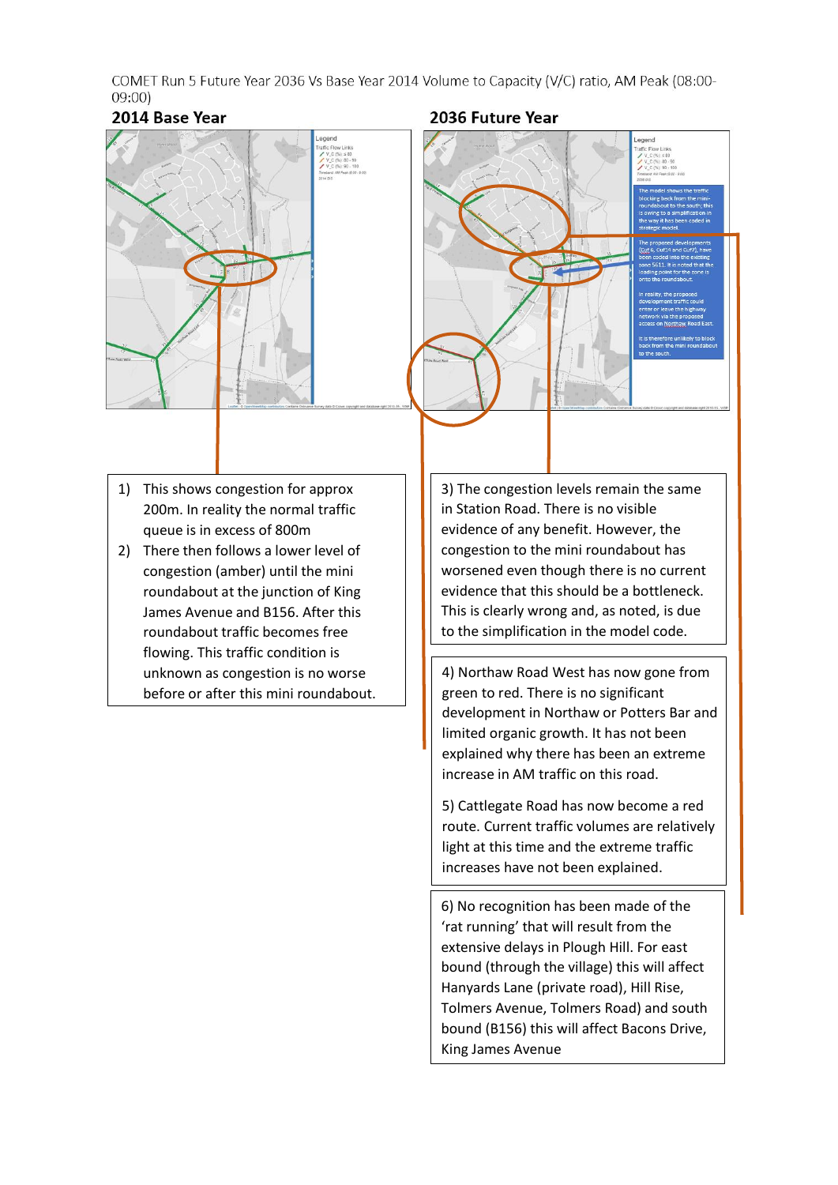COMET Run 5 Future Year 2036 Vs Base Year 2014 Volume to Capacity (V/C) ratio, AM Peak (08:00-09:00)

**2014 Base Year**

**2036 Future Year**

1) This shows congestion for approx 200m. In reality the normal traffic queue is in excess of 800m
2) There then follows a lower level of congestion (amber) until the mini roundabout at the junction of King James Avenue and B156. After this roundabout traffic becomes free flowing. This traffic condition is unknown as congestion is no worse before or after this mini roundabout.

3) The congestion levels remain the same in Station Road. There is no visible evidence of any benefit. However, the congestion to the mini roundabout has worsened even though there is no current evidence that this should be a bottleneck. This is clearly wrong and, as noted, is due to the simplification in the model code.

4) Northaw Road West has now gone from green to red. There is no significant development in Northaw or Potters Bar and limited organic growth. It has not been explained why there has been an extreme increase in AM traffic on this road.

5) Cattlegate Road has now become a red route. Current traffic volumes are relatively light at this time and the extreme traffic increases have not been explained.

6) No recognition has been made of the 'rat running' that will result from the extensive delays in Plough Hill. For east bound (through the village) this will affect Hanyards Lane (private road), Hill Rise, Tolmers Avenue, Tolmers Road) and south bound (B156) this will affect Bacons Drive, King James Avenue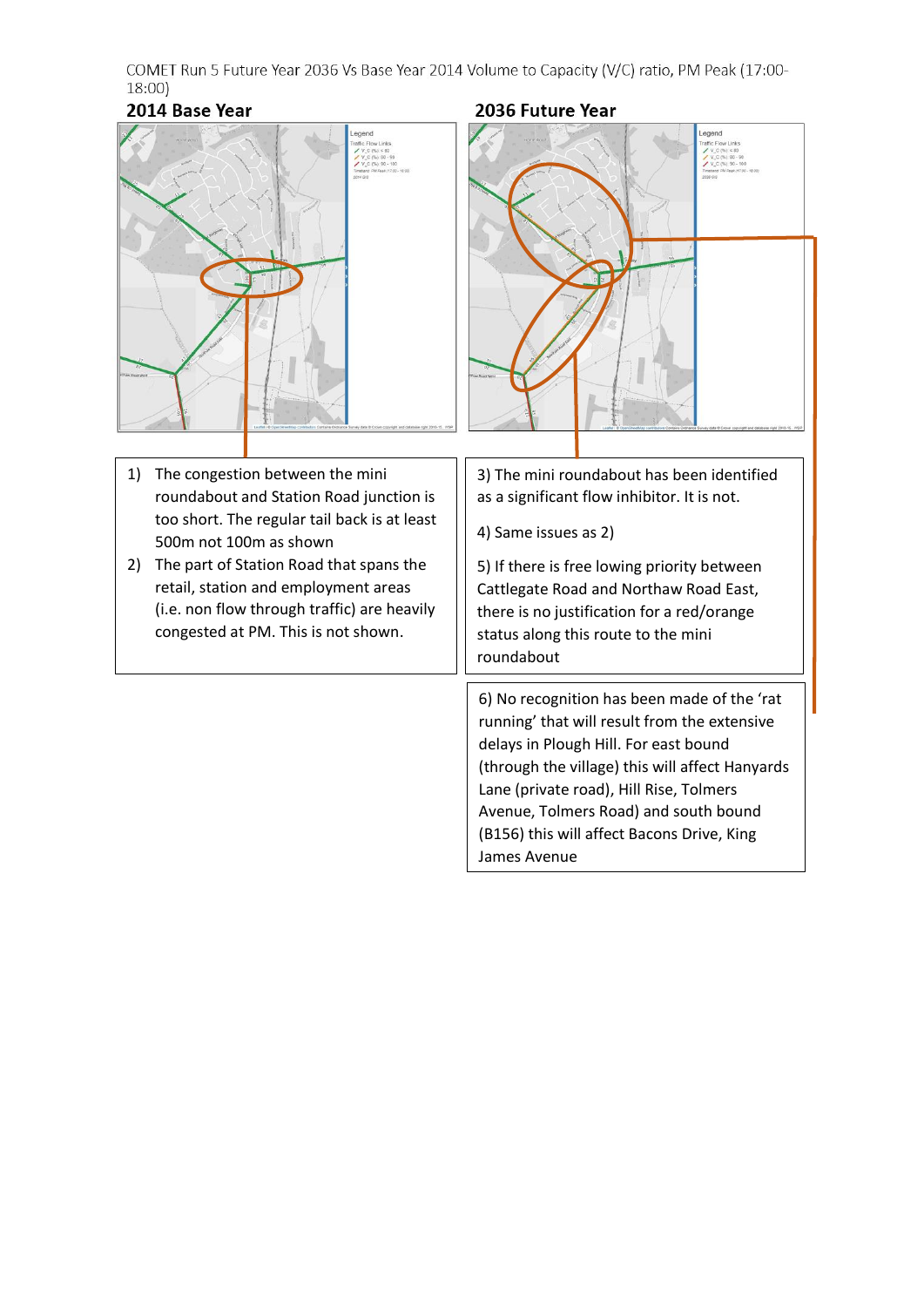COMET Run 5 Future Year 2036 Vs Base Year 2014 Volume to Capacity (V/C) ratio, PM Peak (17:00-18:00)

**2014 Base Year**

**2036 Future Year**

1) The congestion between the mini roundabout and Station Road junction is too short. The regular tail back is at least 500m not 100m as shown
2) The part of Station Road that spans the retail, station and employment areas (i.e. non flow through traffic) are heavily congested at PM. This is not shown.

3) The mini roundabout has been identified as a significant flow inhibitor. It is not.

4) Same issues as 2)

5) If there is free lowing priority between Cattlegate Road and Northaw Road East, there is no justification for a red/orange status along this route to the mini roundabout

6) No recognition has been made of the 'rat running' that will result from the extensive delays in Plough Hill. For east bound (through the village) this will affect Hanyards Lane (private road), Hill Rise, Tolmers Avenue, Tolmers Road) and south bound (B156) this will affect Bacons Drive, King James Avenue